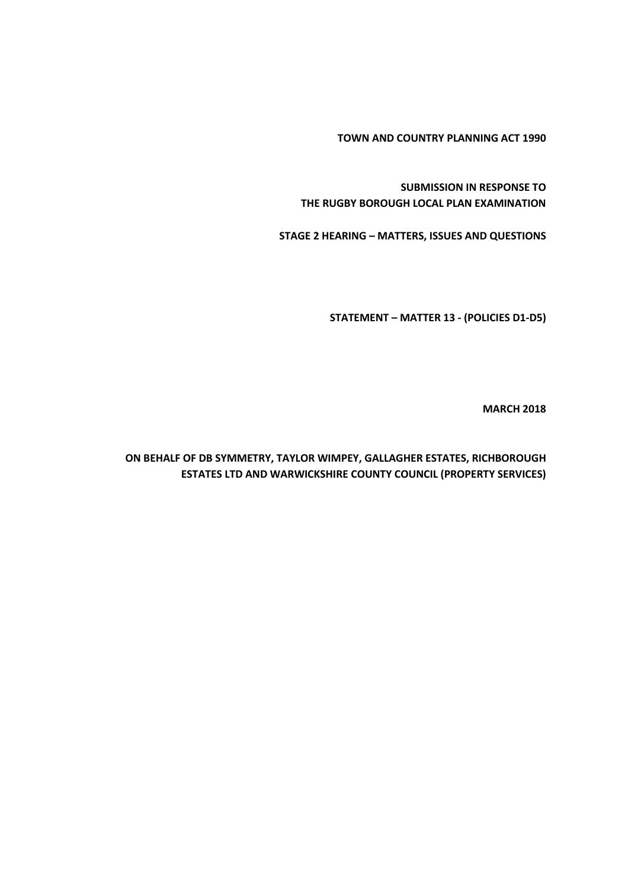**TOWN AND COUNTRY PLANNING ACT 1990**

**SUBMISSION IN RESPONSE TO THE RUGBY BOROUGH LOCAL PLAN EXAMINATION**

**STAGE 2 HEARING – MATTERS, ISSUES AND QUESTIONS**

**STATEMENT – MATTER 13 - (POLICIES D1-D5)**

**MARCH 2018**

**ON BEHALF OF DB SYMMETRY, TAYLOR WIMPEY, GALLAGHER ESTATES, RICHBOROUGH ESTATES LTD AND WARWICKSHIRE COUNTY COUNCIL (PROPERTY SERVICES)**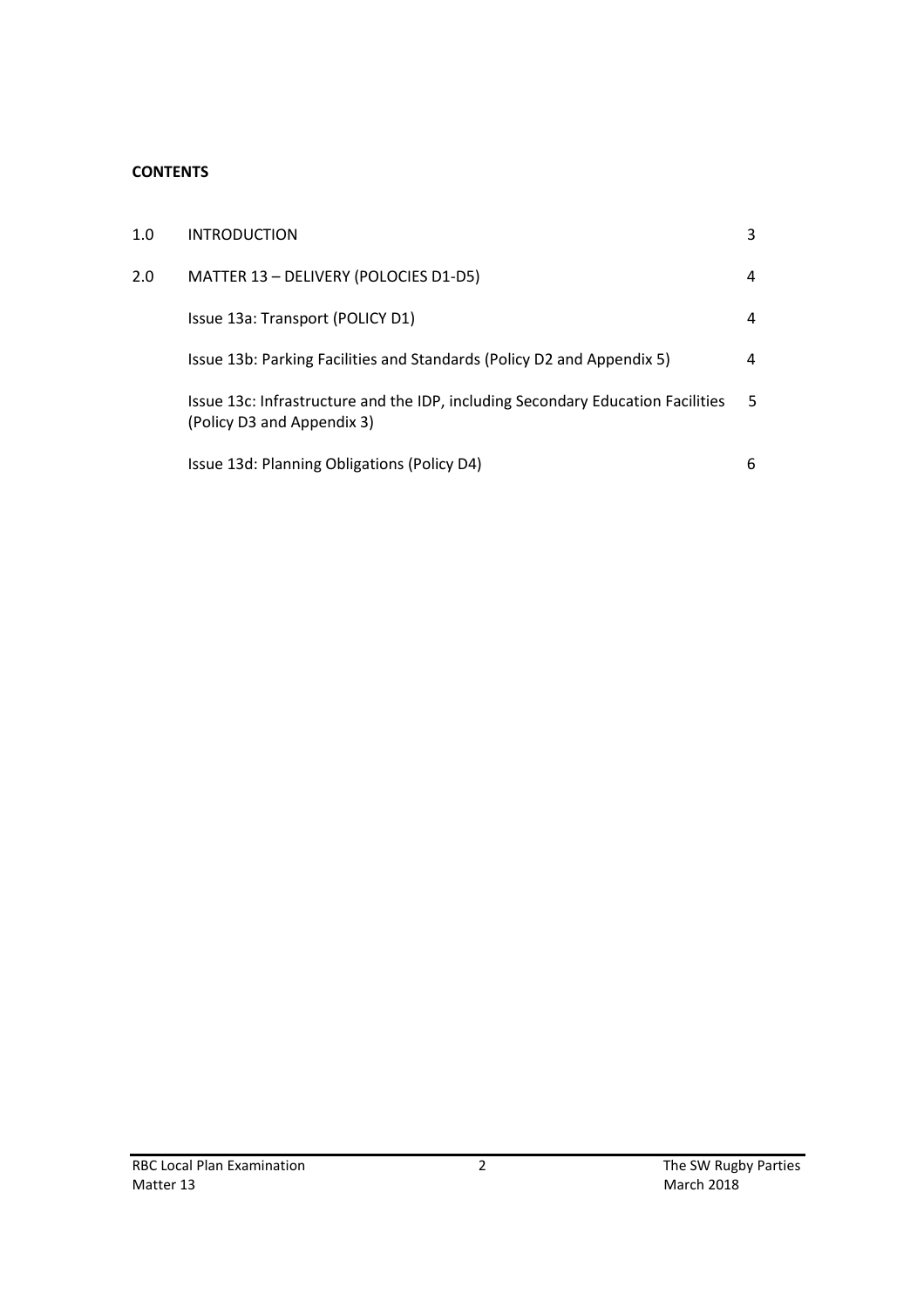**CONTENTS**

| | | |
|---|---|---|
| 1.0 | INTRODUCTION | 3 |
| 2.0 | MATTER 13 – DELIVERY (POLOCIES D1-D5) | 4 |
| | Issue 13a: Transport (POLICY D1) | 4 |
| | Issue 13b: Parking Facilities and Standards (Policy D2 and Appendix 5) | 4 |
| | Issue 13c: Infrastructure and the IDP, including Secondary Education Facilities (Policy D3 and Appendix 3) | 5 |
| | Issue 13d: Planning Obligations (Policy D4) | 6 |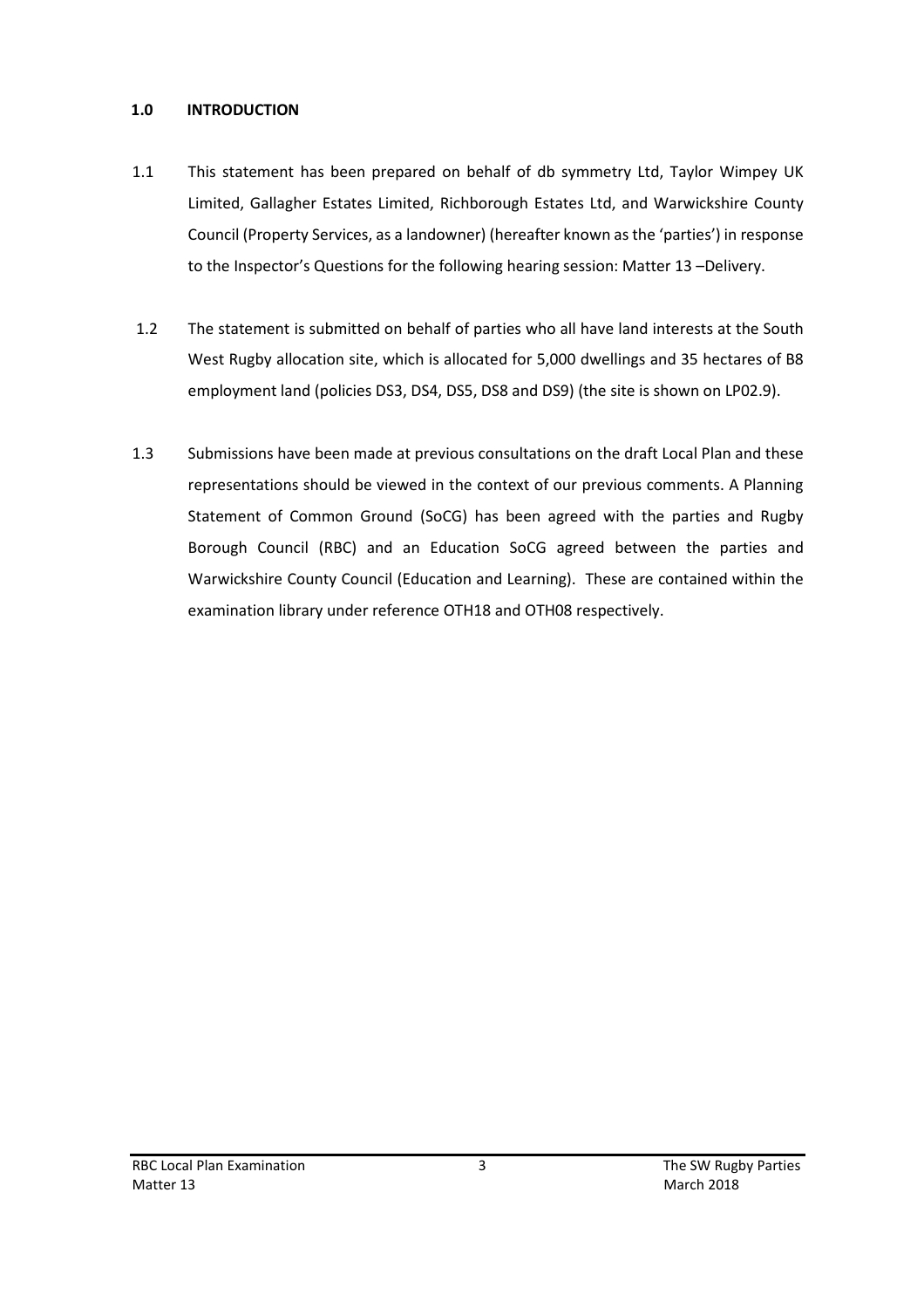## 1.0 INTRODUCTION

1.1 This statement has been prepared on behalf of db symmetry Ltd, Taylor Wimpey UK Limited, Gallagher Estates Limited, Richborough Estates Ltd, and Warwickshire County Council (Property Services, as a landowner) (hereafter known as the 'parties') in response to the Inspector's Questions for the following hearing session: Matter 13 –Delivery.

1.2 The statement is submitted on behalf of parties who all have land interests at the South West Rugby allocation site, which is allocated for 5,000 dwellings and 35 hectares of B8 employment land (policies DS3, DS4, DS5, DS8 and DS9) (the site is shown on LP02.9).

1.3 Submissions have been made at previous consultations on the draft Local Plan and these representations should be viewed in the context of our previous comments. A Planning Statement of Common Ground (SoCG) has been agreed with the parties and Rugby Borough Council (RBC) and an Education SoCG agreed between the parties and Warwickshire County Council (Education and Learning). These are contained within the examination library under reference OTH18 and OTH08 respectively.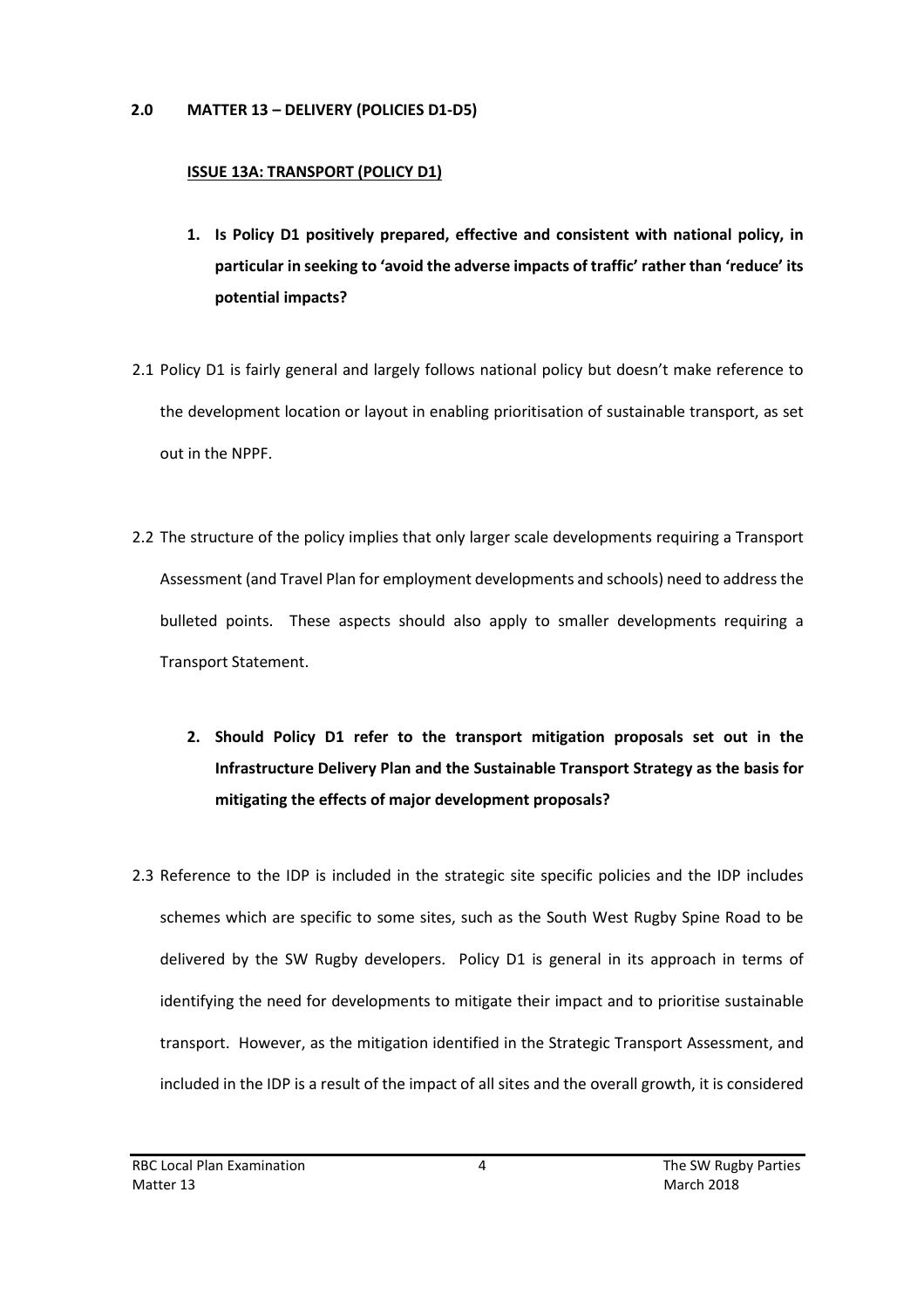## 2.0 MATTER 13 – DELIVERY (POLICIES D1-D5)

### ISSUE 13A: TRANSPORT (POLICY D1)

1. **Is Policy D1 positively prepared, effective and consistent with national policy, in particular in seeking to 'avoid the adverse impacts of traffic' rather than 'reduce' its potential impacts?**

2.1 Policy D1 is fairly general and largely follows national policy but doesn't make reference to the development location or layout in enabling prioritisation of sustainable transport, as set out in the NPPF.

2.2 The structure of the policy implies that only larger scale developments requiring a Transport Assessment (and Travel Plan for employment developments and schools) need to address the bulleted points. These aspects should also apply to smaller developments requiring a Transport Statement.

2. **Should Policy D1 refer to the transport mitigation proposals set out in the Infrastructure Delivery Plan and the Sustainable Transport Strategy as the basis for mitigating the effects of major development proposals?**

2.3 Reference to the IDP is included in the strategic site specific policies and the IDP includes schemes which are specific to some sites, such as the South West Rugby Spine Road to be delivered by the SW Rugby developers. Policy D1 is general in its approach in terms of identifying the need for developments to mitigate their impact and to prioritise sustainable transport. However, as the mitigation identified in the Strategic Transport Assessment, and included in the IDP is a result of the impact of all sites and the overall growth, it is considered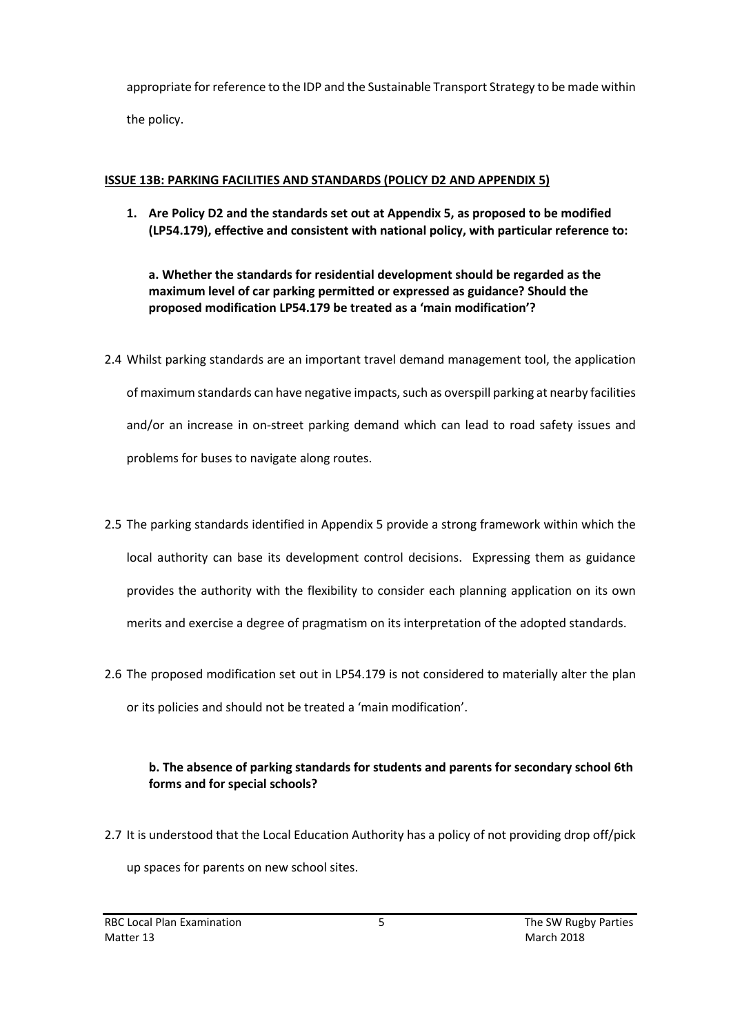appropriate for reference to the IDP and the Sustainable Transport Strategy to be made within the policy.

**ISSUE 13B: PARKING FACILITIES AND STANDARDS (POLICY D2 AND APPENDIX 5)**

1. **Are Policy D2 and the standards set out at Appendix 5, as proposed to be modified (LP54.179), effective and consistent with national policy, with particular reference to:**

   **a. Whether the standards for residential development should be regarded as the maximum level of car parking permitted or expressed as guidance? Should the proposed modification LP54.179 be treated as a 'main modification'?**

2.4 Whilst parking standards are an important travel demand management tool, the application of maximum standards can have negative impacts, such as overspill parking at nearby facilities and/or an increase in on-street parking demand which can lead to road safety issues and problems for buses to navigate along routes.

2.5 The parking standards identified in Appendix 5 provide a strong framework within which the local authority can base its development control decisions. Expressing them as guidance provides the authority with the flexibility to consider each planning application on its own merits and exercise a degree of pragmatism on its interpretation of the adopted standards.

2.6 The proposed modification set out in LP54.179 is not considered to materially alter the plan or its policies and should not be treated a 'main modification'.

**b. The absence of parking standards for students and parents for secondary school 6th forms and for special schools?**

2.7 It is understood that the Local Education Authority has a policy of not providing drop off/pick up spaces for parents on new school sites.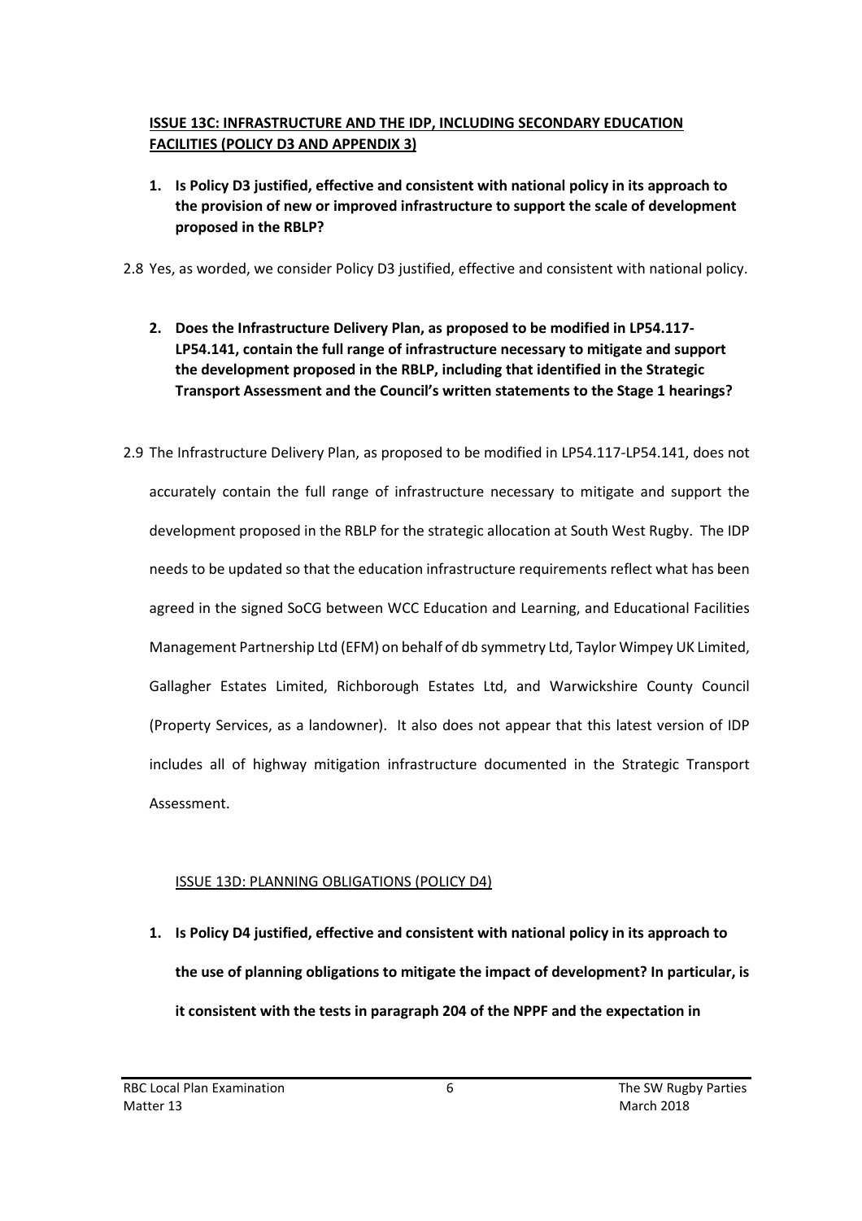**ISSUE 13C: INFRASTRUCTURE AND THE IDP, INCLUDING SECONDARY EDUCATION FACILITIES (POLICY D3 AND APPENDIX 3)**

1. **Is Policy D3 justified, effective and consistent with national policy in its approach to the provision of new or improved infrastructure to support the scale of development proposed in the RBLP?**

2.8 Yes, as worded, we consider Policy D3 justified, effective and consistent with national policy.

2. **Does the Infrastructure Delivery Plan, as proposed to be modified in LP54.117-LP54.141, contain the full range of infrastructure necessary to mitigate and support the development proposed in the RBLP, including that identified in the Strategic Transport Assessment and the Council's written statements to the Stage 1 hearings?**

2.9 The Infrastructure Delivery Plan, as proposed to be modified in LP54.117-LP54.141, does not accurately contain the full range of infrastructure necessary to mitigate and support the development proposed in the RBLP for the strategic allocation at South West Rugby. The IDP needs to be updated so that the education infrastructure requirements reflect what has been agreed in the signed SoCG between WCC Education and Learning, and Educational Facilities Management Partnership Ltd (EFM) on behalf of db symmetry Ltd, Taylor Wimpey UK Limited, Gallagher Estates Limited, Richborough Estates Ltd, and Warwickshire County Council (Property Services, as a landowner). It also does not appear that this latest version of IDP includes all of highway mitigation infrastructure documented in the Strategic Transport Assessment.

ISSUE 13D: PLANNING OBLIGATIONS (POLICY D4)

1. **Is Policy D4 justified, effective and consistent with national policy in its approach to the use of planning obligations to mitigate the impact of development? In particular, is it consistent with the tests in paragraph 204 of the NPPF and the expectation in**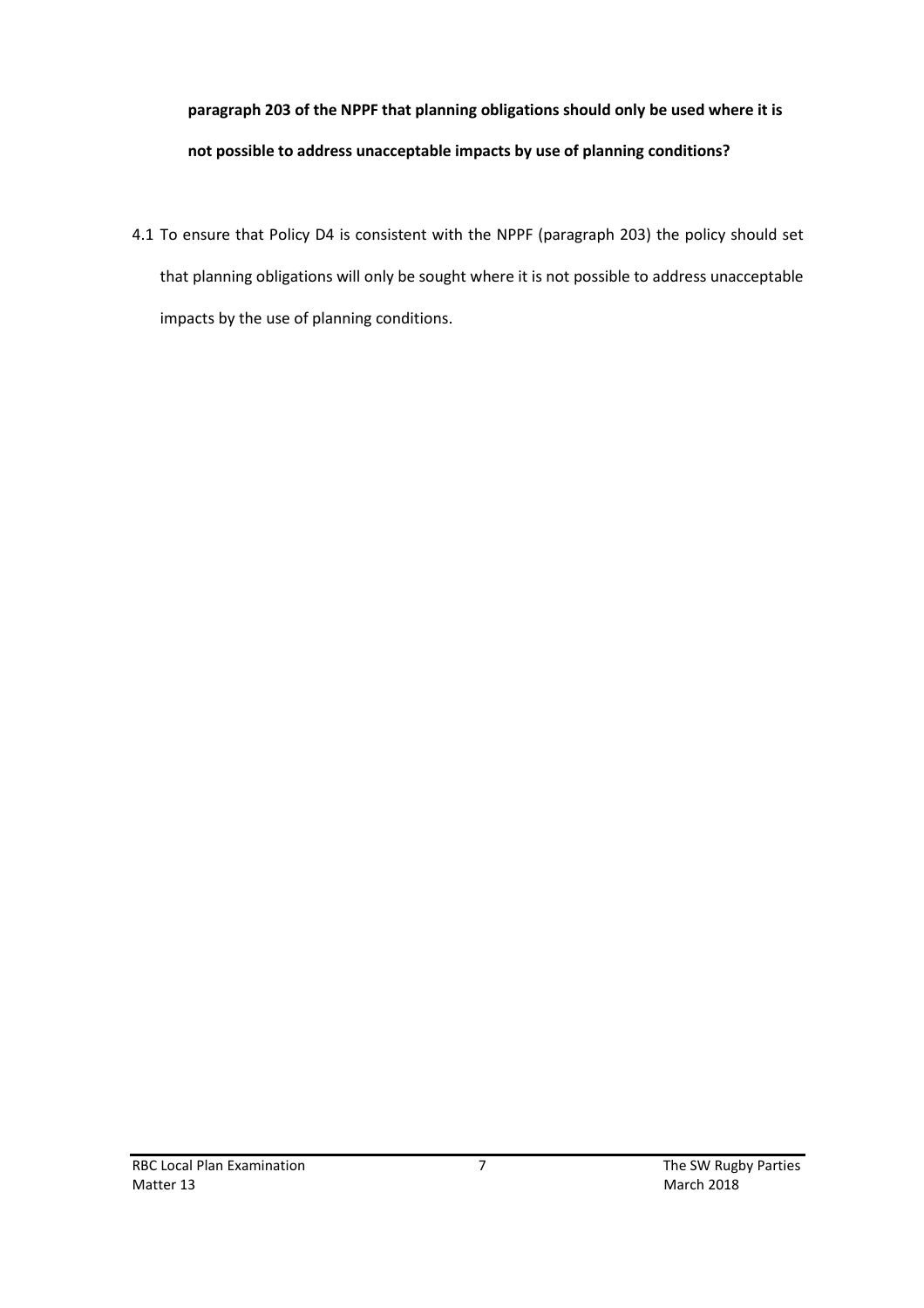**paragraph 203 of the NPPF that planning obligations should only be used where it is not possible to address unacceptable impacts by use of planning conditions?**

4.1 To ensure that Policy D4 is consistent with the NPPF (paragraph 203) the policy should set that planning obligations will only be sought where it is not possible to address unacceptable impacts by the use of planning conditions.